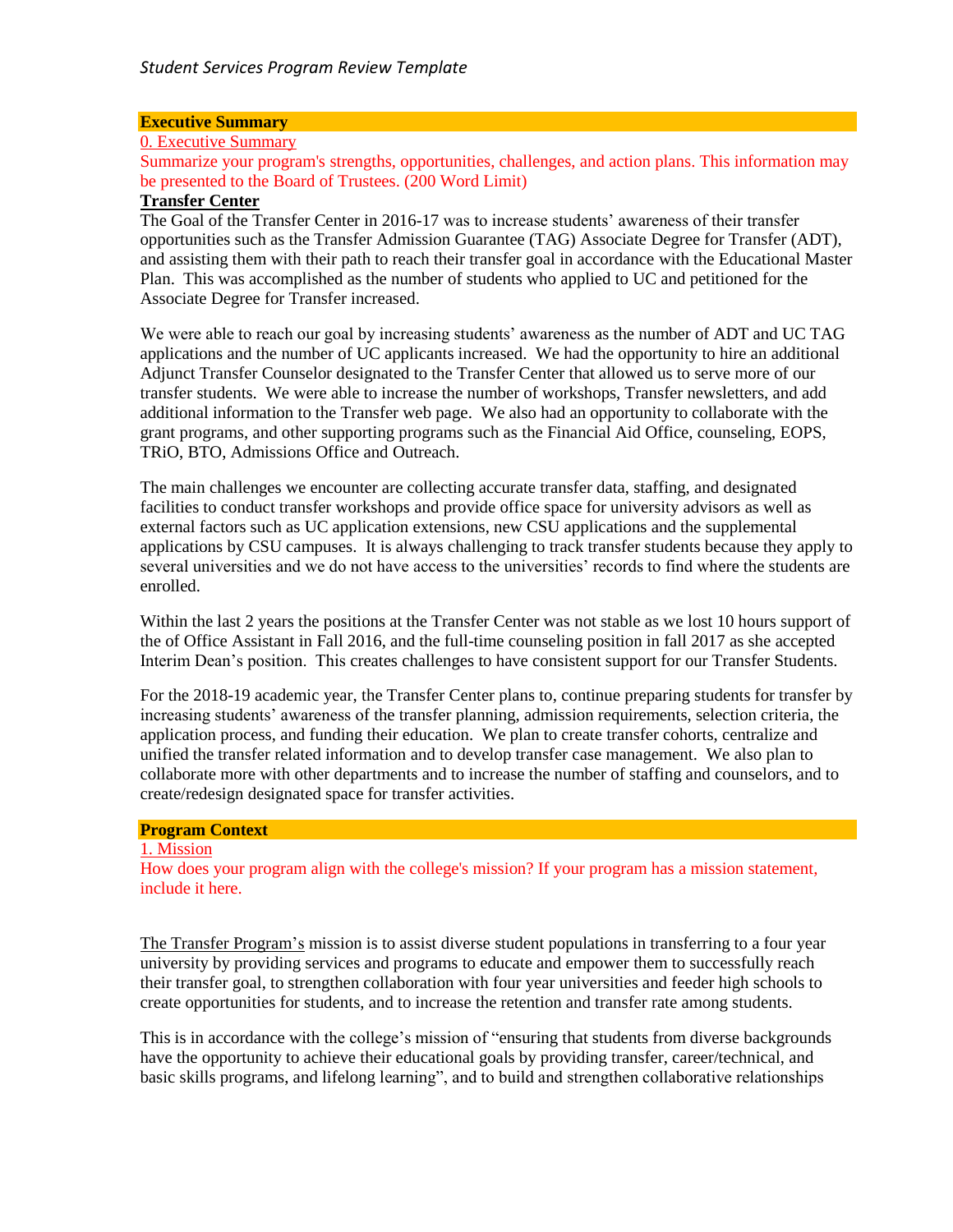## Executive Summary

0. Executive Summary

Summarize your program's strengths, opportunities, challenges, and action plans. This information may be presented to the Board of Trustees. (200 Word Limit)

**Transfer Center**

The Goal of the Transfer Center in 2016-17 was to increase students' awareness of their transfer opportunities such as the Transfer Admission Guarantee (TAG) Associate Degree for Transfer (ADT), and assisting them with their path to reach their transfer goal in accordance with the Educational Master Plan. This was accomplished as the number of students who applied to UC and petitioned for the Associate Degree for Transfer increased.

We were able to reach our goal by increasing students' awareness as the number of ADT and UC TAG applications and the number of UC applicants increased. We had the opportunity to hire an additional Adjunct Transfer Counselor designated to the Transfer Center that allowed us to serve more of our transfer students. We were able to increase the number of workshops, Transfer newsletters, and add additional information to the Transfer web page. We also had an opportunity to collaborate with the grant programs, and other supporting programs such as the Financial Aid Office, counseling, EOPS, TRiO, BTO, Admissions Office and Outreach.

The main challenges we encounter are collecting accurate transfer data, staffing, and designated facilities to conduct transfer workshops and provide office space for university advisors as well as external factors such as UC application extensions, new CSU applications and the supplemental applications by CSU campuses. It is always challenging to track transfer students because they apply to several universities and we do not have access to the universities' records to find where the students are enrolled.

Within the last 2 years the positions at the Transfer Center was not stable as we lost 10 hours support of the of Office Assistant in Fall 2016, and the full-time counseling position in fall 2017 as she accepted Interim Dean's position. This creates challenges to have consistent support for our Transfer Students.

For the 2018-19 academic year, the Transfer Center plans to, continue preparing students for transfer by increasing students' awareness of the transfer planning, admission requirements, selection criteria, the application process, and funding their education. We plan to create transfer cohorts, centralize and unified the transfer related information and to develop transfer case management. We also plan to collaborate more with other departments and to increase the number of staffing and counselors, and to create/redesign designated space for transfer activities.

## Program Context

1. Mission

How does your program align with the college's mission? If your program has a mission statement, include it here.

The Transfer Program's mission is to assist diverse student populations in transferring to a four year university by providing services and programs to educate and empower them to successfully reach their transfer goal, to strengthen collaboration with four year universities and feeder high schools to create opportunities for students, and to increase the retention and transfer rate among students.

This is in accordance with the college's mission of "ensuring that students from diverse backgrounds have the opportunity to achieve their educational goals by providing transfer, career/technical, and basic skills programs, and lifelong learning", and to build and strengthen collaborative relationships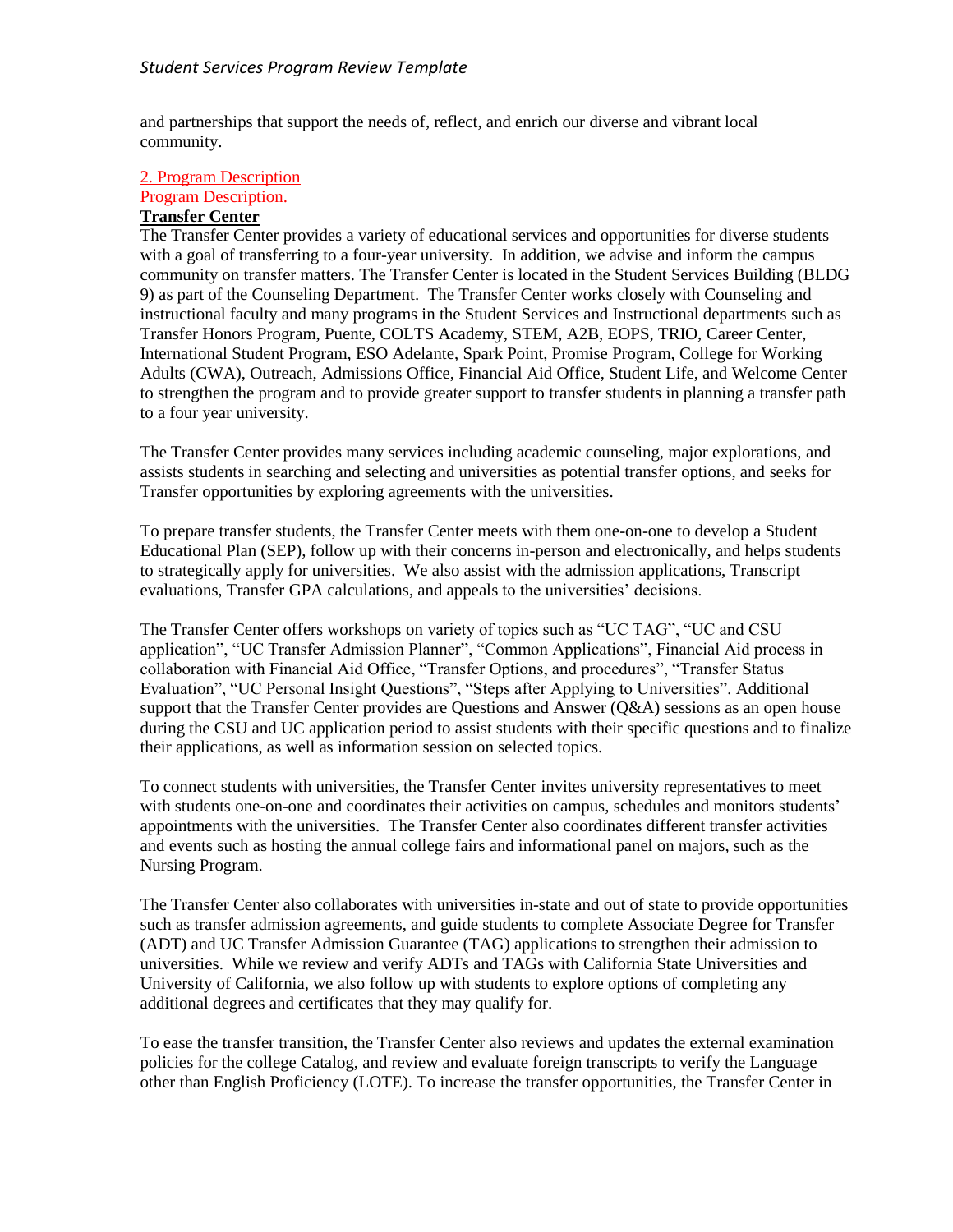and partnerships that support the needs of, reflect, and enrich our diverse and vibrant local community.

## 2. Program Description

Program Description.

**Transfer Center**

The Transfer Center provides a variety of educational services and opportunities for diverse students with a goal of transferring to a four-year university. In addition, we advise and inform the campus community on transfer matters. The Transfer Center is located in the Student Services Building (BLDG 9) as part of the Counseling Department. The Transfer Center works closely with Counseling and instructional faculty and many programs in the Student Services and Instructional departments such as Transfer Honors Program, Puente, COLTS Academy, STEM, A2B, EOPS, TRIO, Career Center, International Student Program, ESO Adelante, Spark Point, Promise Program, College for Working Adults (CWA), Outreach, Admissions Office, Financial Aid Office, Student Life, and Welcome Center to strengthen the program and to provide greater support to transfer students in planning a transfer path to a four year university.

The Transfer Center provides many services including academic counseling, major explorations, and assists students in searching and selecting and universities as potential transfer options, and seeks for Transfer opportunities by exploring agreements with the universities.

To prepare transfer students, the Transfer Center meets with them one-on-one to develop a Student Educational Plan (SEP), follow up with their concerns in-person and electronically, and helps students to strategically apply for universities. We also assist with the admission applications, Transcript evaluations, Transfer GPA calculations, and appeals to the universities' decisions.

The Transfer Center offers workshops on variety of topics such as "UC TAG", "UC and CSU application", "UC Transfer Admission Planner", "Common Applications", Financial Aid process in collaboration with Financial Aid Office, "Transfer Options, and procedures", "Transfer Status Evaluation", "UC Personal Insight Questions", "Steps after Applying to Universities". Additional support that the Transfer Center provides are Questions and Answer (Q&A) sessions as an open house during the CSU and UC application period to assist students with their specific questions and to finalize their applications, as well as information session on selected topics.

To connect students with universities, the Transfer Center invites university representatives to meet with students one-on-one and coordinates their activities on campus, schedules and monitors students' appointments with the universities. The Transfer Center also coordinates different transfer activities and events such as hosting the annual college fairs and informational panel on majors, such as the Nursing Program.

The Transfer Center also collaborates with universities in-state and out of state to provide opportunities such as transfer admission agreements, and guide students to complete Associate Degree for Transfer (ADT) and UC Transfer Admission Guarantee (TAG) applications to strengthen their admission to universities. While we review and verify ADTs and TAGs with California State Universities and University of California, we also follow up with students to explore options of completing any additional degrees and certificates that they may qualify for.

To ease the transfer transition, the Transfer Center also reviews and updates the external examination policies for the college Catalog, and review and evaluate foreign transcripts to verify the Language other than English Proficiency (LOTE). To increase the transfer opportunities, the Transfer Center in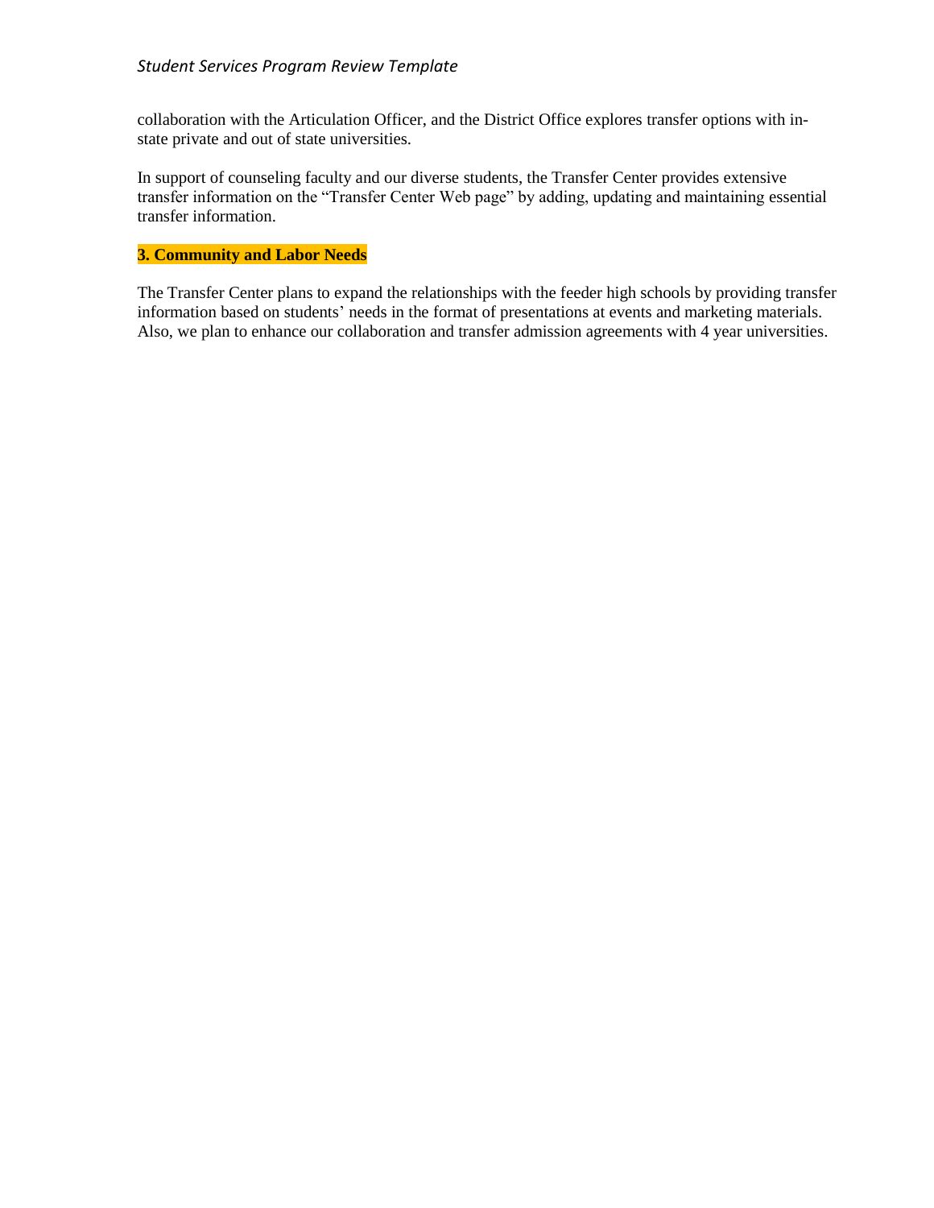collaboration with the Articulation Officer, and the District Office explores transfer options with in-state private and out of state universities.

In support of counseling faculty and our diverse students, the Transfer Center provides extensive transfer information on the "Transfer Center Web page" by adding, updating and maintaining essential transfer information.

**3. Community and Labor Needs**

The Transfer Center plans to expand the relationships with the feeder high schools by providing transfer information based on students' needs in the format of presentations at events and marketing materials. Also, we plan to enhance our collaboration and transfer admission agreements with 4 year universities.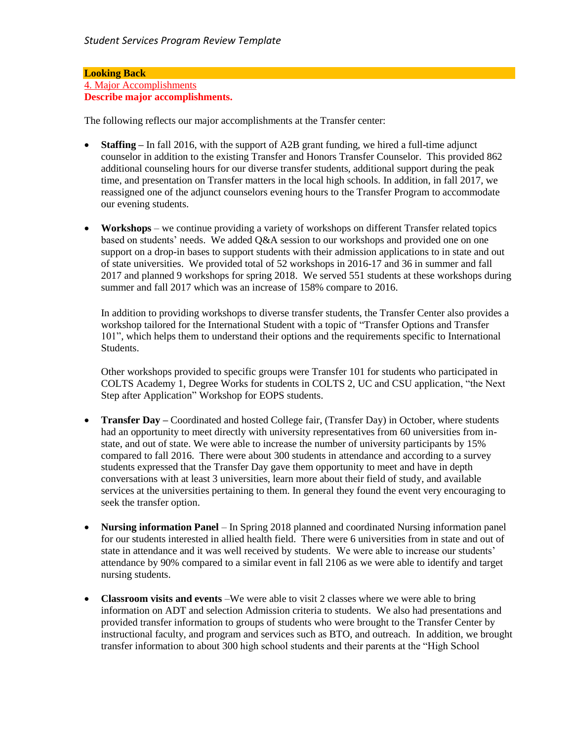**Looking Back**

4. Major Accomplishments

**Describe major accomplishments.**

The following reflects our major accomplishments at the Transfer center:

- **Staffing –** In fall 2016, with the support of A2B grant funding, we hired a full-time adjunct counselor in addition to the existing Transfer and Honors Transfer Counselor. This provided 862 additional counseling hours for our diverse transfer students, additional support during the peak time, and presentation on Transfer matters in the local high schools. In addition, in fall 2017, we reassigned one of the adjunct counselors evening hours to the Transfer Program to accommodate our evening students.

- **Workshops** – we continue providing a variety of workshops on different Transfer related topics based on students' needs. We added Q&A session to our workshops and provided one on one support on a drop-in bases to support students with their admission applications to in state and out of state universities. We provided total of 52 workshops in 2016-17 and 36 in summer and fall 2017 and planned 9 workshops for spring 2018. We served 551 students at these workshops during summer and fall 2017 which was an increase of 158% compare to 2016.

  In addition to providing workshops to diverse transfer students, the Transfer Center also provides a workshop tailored for the International Student with a topic of "Transfer Options and Transfer 101", which helps them to understand their options and the requirements specific to International Students.

  Other workshops provided to specific groups were Transfer 101 for students who participated in COLTS Academy 1, Degree Works for students in COLTS 2, UC and CSU application, "the Next Step after Application" Workshop for EOPS students.

- **Transfer Day –** Coordinated and hosted College fair, (Transfer Day) in October, where students had an opportunity to meet directly with university representatives from 60 universities from in-state, and out of state. We were able to increase the number of university participants by 15% compared to fall 2016. There were about 300 students in attendance and according to a survey students expressed that the Transfer Day gave them opportunity to meet and have in depth conversations with at least 3 universities, learn more about their field of study, and available services at the universities pertaining to them. In general they found the event very encouraging to seek the transfer option.

- **Nursing information Panel** – In Spring 2018 planned and coordinated Nursing information panel for our students interested in allied health field. There were 6 universities from in state and out of state in attendance and it was well received by students. We were able to increase our students' attendance by 90% compared to a similar event in fall 2106 as we were able to identify and target nursing students.

- **Classroom visits and events** –We were able to visit 2 classes where we were able to bring information on ADT and selection Admission criteria to students. We also had presentations and provided transfer information to groups of students who were brought to the Transfer Center by instructional faculty, and program and services such as BTO, and outreach. In addition, we brought transfer information to about 300 high school students and their parents at the "High School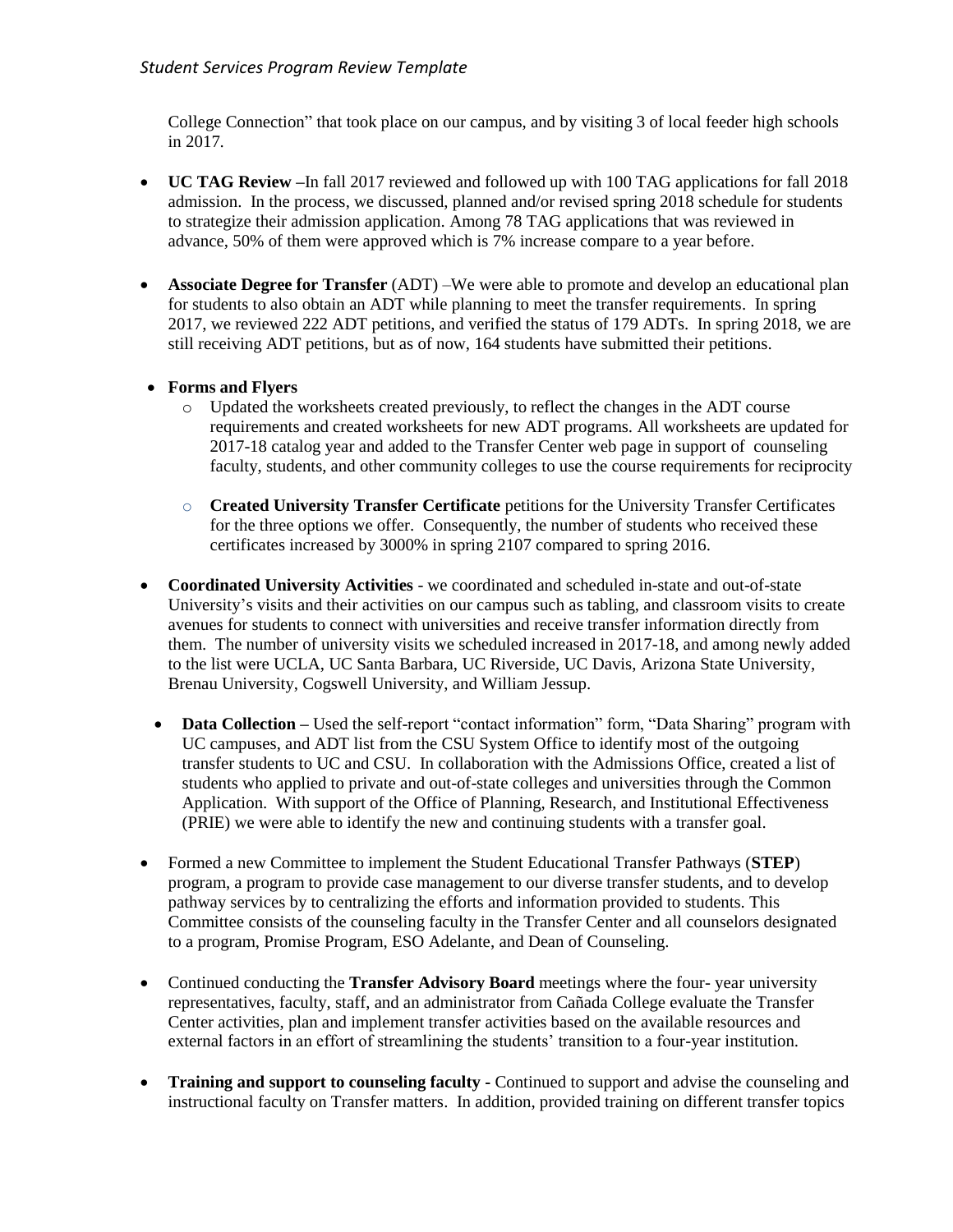College Connection" that took place on our campus, and by visiting 3 of local feeder high schools in 2017.

- **UC TAG Review –**In fall 2017 reviewed and followed up with 100 TAG applications for fall 2018 admission. In the process, we discussed, planned and/or revised spring 2018 schedule for students to strategize their admission application. Among 78 TAG applications that was reviewed in advance, 50% of them were approved which is 7% increase compare to a year before.

- **Associate Degree for Transfer** (ADT) –We were able to promote and develop an educational plan for students to also obtain an ADT while planning to meet the transfer requirements. In spring 2017, we reviewed 222 ADT petitions, and verified the status of 179 ADTs. In spring 2018, we are still receiving ADT petitions, but as of now, 164 students have submitted their petitions.

- **Forms and Flyers**
  - Updated the worksheets created previously, to reflect the changes in the ADT course requirements and created worksheets for new ADT programs. All worksheets are updated for 2017-18 catalog year and added to the Transfer Center web page in support of counseling faculty, students, and other community colleges to use the course requirements for reciprocity
  - **Created University Transfer Certificate** petitions for the University Transfer Certificates for the three options we offer. Consequently, the number of students who received these certificates increased by 3000% in spring 2107 compared to spring 2016.

- **Coordinated University Activities** - we coordinated and scheduled in-state and out-of-state University's visits and their activities on our campus such as tabling, and classroom visits to create avenues for students to connect with universities and receive transfer information directly from them. The number of university visits we scheduled increased in 2017-18, and among newly added to the list were UCLA, UC Santa Barbara, UC Riverside, UC Davis, Arizona State University, Brenau University, Cogswell University, and William Jessup.

- **Data Collection –** Used the self-report "contact information" form, "Data Sharing" program with UC campuses, and ADT list from the CSU System Office to identify most of the outgoing transfer students to UC and CSU. In collaboration with the Admissions Office, created a list of students who applied to private and out-of-state colleges and universities through the Common Application. With support of the Office of Planning, Research, and Institutional Effectiveness (PRIE) we were able to identify the new and continuing students with a transfer goal.

- Formed a new Committee to implement the Student Educational Transfer Pathways (**STEP**) program, a program to provide case management to our diverse transfer students, and to develop pathway services by to centralizing the efforts and information provided to students. This Committee consists of the counseling faculty in the Transfer Center and all counselors designated to a program, Promise Program, ESO Adelante, and Dean of Counseling.

- Continued conducting the **Transfer Advisory Board** meetings where the four- year university representatives, faculty, staff, and an administrator from Cañada College evaluate the Transfer Center activities, plan and implement transfer activities based on the available resources and external factors in an effort of streamlining the students' transition to a four-year institution.

- **Training and support to counseling faculty -** Continued to support and advise the counseling and instructional faculty on Transfer matters. In addition, provided training on different transfer topics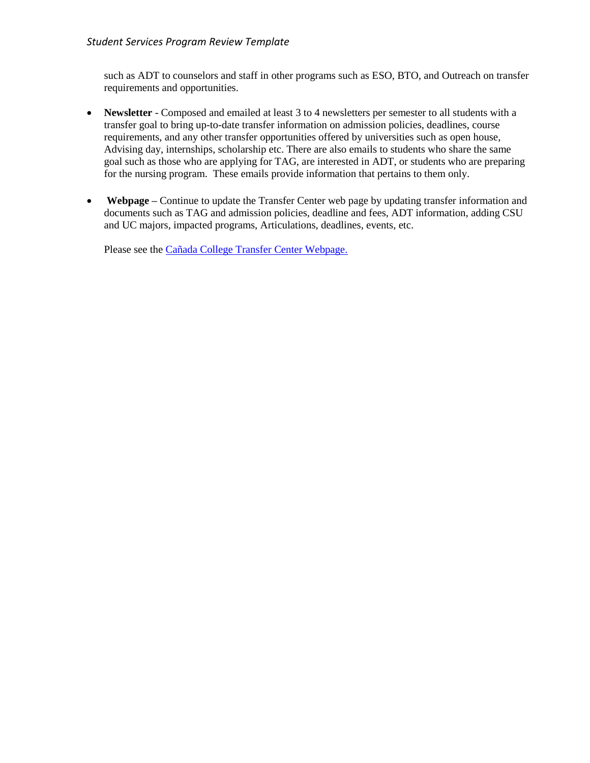such as ADT to counselors and staff in other programs such as ESO, BTO, and Outreach on transfer requirements and opportunities.

- **Newsletter** - Composed and emailed at least 3 to 4 newsletters per semester to all students with a transfer goal to bring up-to-date transfer information on admission policies, deadlines, course requirements, and any other transfer opportunities offered by universities such as open house, Advising day, internships, scholarship etc. There are also emails to students who share the same goal such as those who are applying for TAG, are interested in ADT, or students who are preparing for the nursing program. These emails provide information that pertains to them only.

- **Webpage** – Continue to update the Transfer Center web page by updating transfer information and documents such as TAG and admission policies, deadline and fees, ADT information, adding CSU and UC majors, impacted programs, Articulations, deadlines, events, etc.

  Please see the [Cañada College Transfer Center Webpage.]()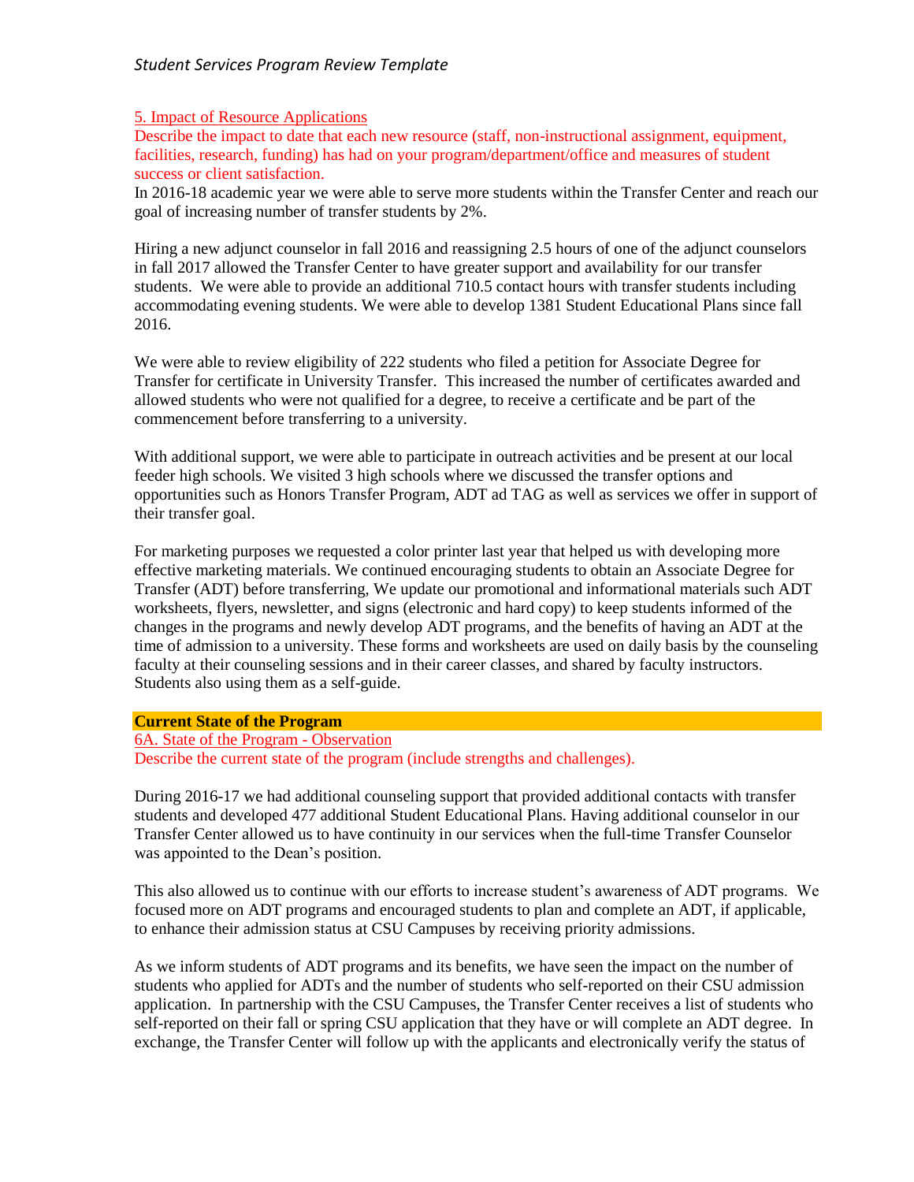5. Impact of Resource Applications

Describe the impact to date that each new resource (staff, non-instructional assignment, equipment, facilities, research, funding) has had on your program/department/office and measures of student success or client satisfaction.

In 2016-18 academic year we were able to serve more students within the Transfer Center and reach our goal of increasing number of transfer students by 2%.

Hiring a new adjunct counselor in fall 2016 and reassigning 2.5 hours of one of the adjunct counselors in fall 2017 allowed the Transfer Center to have greater support and availability for our transfer students. We were able to provide an additional 710.5 contact hours with transfer students including accommodating evening students. We were able to develop 1381 Student Educational Plans since fall 2016.

We were able to review eligibility of 222 students who filed a petition for Associate Degree for Transfer for certificate in University Transfer. This increased the number of certificates awarded and allowed students who were not qualified for a degree, to receive a certificate and be part of the commencement before transferring to a university.

With additional support, we were able to participate in outreach activities and be present at our local feeder high schools. We visited 3 high schools where we discussed the transfer options and opportunities such as Honors Transfer Program, ADT ad TAG as well as services we offer in support of their transfer goal.

For marketing purposes we requested a color printer last year that helped us with developing more effective marketing materials. We continued encouraging students to obtain an Associate Degree for Transfer (ADT) before transferring, We update our promotional and informational materials such ADT worksheets, flyers, newsletter, and signs (electronic and hard copy) to keep students informed of the changes in the programs and newly develop ADT programs, and the benefits of having an ADT at the time of admission to a university. These forms and worksheets are used on daily basis by the counseling faculty at their counseling sessions and in their career classes, and shared by faculty instructors. Students also using them as a self-guide.

**Current State of the Program**

6A. State of the Program - Observation

Describe the current state of the program (include strengths and challenges).

During 2016-17 we had additional counseling support that provided additional contacts with transfer students and developed 477 additional Student Educational Plans. Having additional counselor in our Transfer Center allowed us to have continuity in our services when the full-time Transfer Counselor was appointed to the Dean's position.

This also allowed us to continue with our efforts to increase student's awareness of ADT programs. We focused more on ADT programs and encouraged students to plan and complete an ADT, if applicable, to enhance their admission status at CSU Campuses by receiving priority admissions.

As we inform students of ADT programs and its benefits, we have seen the impact on the number of students who applied for ADTs and the number of students who self-reported on their CSU admission application. In partnership with the CSU Campuses, the Transfer Center receives a list of students who self-reported on their fall or spring CSU application that they have or will complete an ADT degree. In exchange, the Transfer Center will follow up with the applicants and electronically verify the status of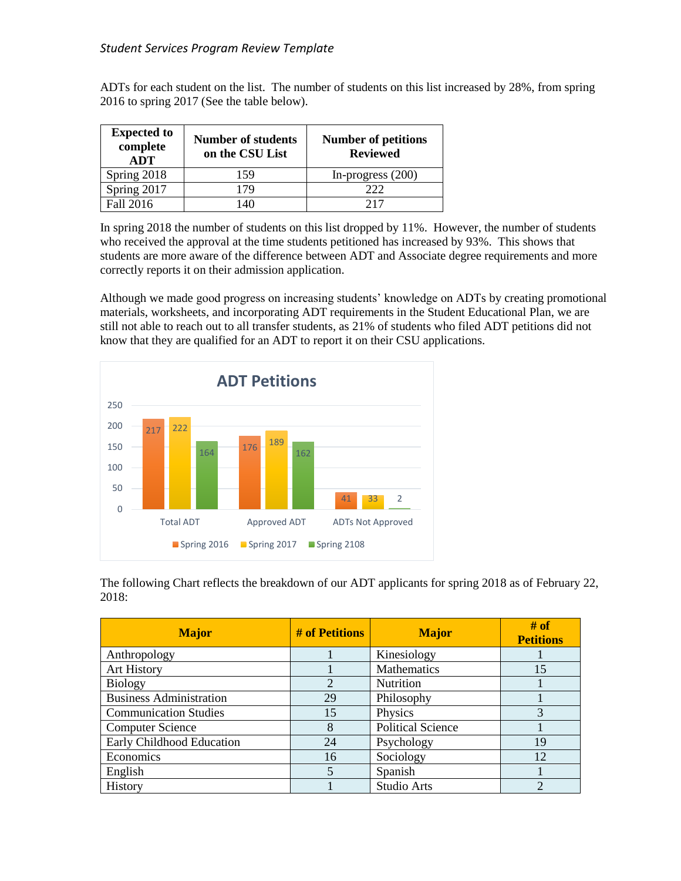ADTs for each student on the list. The number of students on this list increased by 28%, from spring 2016 to spring 2017 (See the table below).

| Expected to complete ADT | Number of students on the CSU List | Number of petitions Reviewed |
|---|---|---|
| Spring 2018 | 159 | In-progress (200) |
| Spring 2017 | 179 | 222 |
| Fall 2016 | 140 | 217 |

In spring 2018 the number of students on this list dropped by 11%. However, the number of students who received the approval at the time students petitioned has increased by 93%. This shows that students are more aware of the difference between ADT and Associate degree requirements and more correctly reports it on their admission application.

Although we made good progress on increasing students' knowledge on ADTs by creating promotional materials, worksheets, and incorporating ADT requirements in the Student Educational Plan, we are still not able to reach out to all transfer students, as 21% of students who filed ADT petitions did not know that they are qualified for an ADT to report it on their CSU applications.

**ADT Petitions**

| | Spring 2016 | Spring 2017 | Spring 2108 |
|---|---|---|---|
| Total ADT | 217 | 222 | 164 |
| Approved ADT | 176 | 189 | 162 |
| ADTs Not Approved | 41 | 33 | 2 |

The following Chart reflects the breakdown of our ADT applicants for spring 2018 as of February 22, 2018:

| Major | # of Petitions | Major | # of Petitions |
|---|---|---|---|
| Anthropology | 1 | Kinesiology | 1 |
| Art History | 1 | Mathematics | 15 |
| Biology | 2 | Nutrition | 1 |
| Business Administration | 29 | Philosophy | 1 |
| Communication Studies | 15 | Physics | 3 |
| Computer Science | 8 | Political Science | 1 |
| Early Childhood Education | 24 | Psychology | 19 |
| Economics | 16 | Sociology | 12 |
| English | 5 | Spanish | 1 |
| History | 1 | Studio Arts | 2 |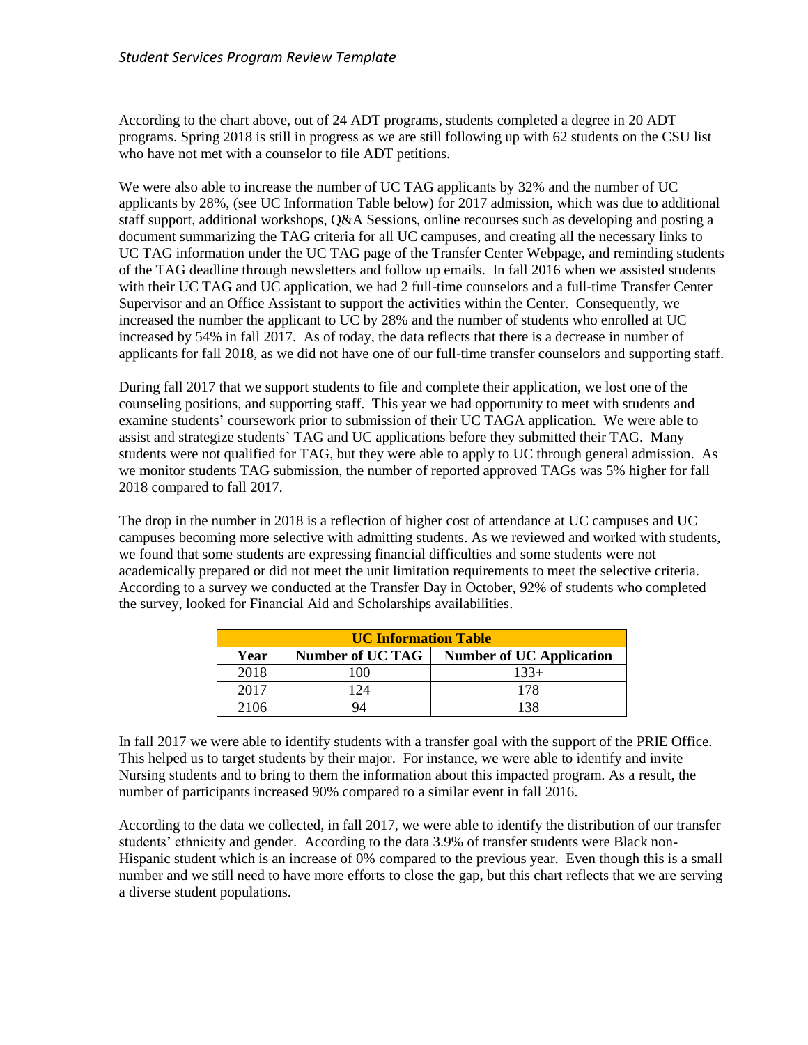According to the chart above, out of 24 ADT programs, students completed a degree in 20 ADT programs. Spring 2018 is still in progress as we are still following up with 62 students on the CSU list who have not met with a counselor to file ADT petitions.

We were also able to increase the number of UC TAG applicants by 32% and the number of UC applicants by 28%, (see UC Information Table below) for 2017 admission, which was due to additional staff support, additional workshops, Q&A Sessions, online recourses such as developing and posting a document summarizing the TAG criteria for all UC campuses, and creating all the necessary links to UC TAG information under the UC TAG page of the Transfer Center Webpage, and reminding students of the TAG deadline through newsletters and follow up emails. In fall 2016 when we assisted students with their UC TAG and UC application, we had 2 full-time counselors and a full-time Transfer Center Supervisor and an Office Assistant to support the activities within the Center. Consequently, we increased the number the applicant to UC by 28% and the number of students who enrolled at UC increased by 54% in fall 2017. As of today, the data reflects that there is a decrease in number of applicants for fall 2018, as we did not have one of our full-time transfer counselors and supporting staff.

During fall 2017 that we support students to file and complete their application, we lost one of the counseling positions, and supporting staff. This year we had opportunity to meet with students and examine students' coursework prior to submission of their UC TAGA application. We were able to assist and strategize students' TAG and UC applications before they submitted their TAG. Many students were not qualified for TAG, but they were able to apply to UC through general admission. As we monitor students TAG submission, the number of reported approved TAGs was 5% higher for fall 2018 compared to fall 2017.

The drop in the number in 2018 is a reflection of higher cost of attendance at UC campuses and UC campuses becoming more selective with admitting students. As we reviewed and worked with students, we found that some students are expressing financial difficulties and some students were not academically prepared or did not meet the unit limitation requirements to meet the selective criteria. According to a survey we conducted at the Transfer Day in October, 92% of students who completed the survey, looked for Financial Aid and Scholarships availabilities.

| UC Information Table | | |
|---|---|---|
| **Year** | **Number of UC TAG** | **Number of UC Application** |
| 2018 | 100 | 133+ |
| 2017 | 124 | 178 |
| 2106 | 94 | 138 |

In fall 2017 we were able to identify students with a transfer goal with the support of the PRIE Office. This helped us to target students by their major. For instance, we were able to identify and invite Nursing students and to bring to them the information about this impacted program. As a result, the number of participants increased 90% compared to a similar event in fall 2016.

According to the data we collected, in fall 2017, we were able to identify the distribution of our transfer students' ethnicity and gender. According to the data 3.9% of transfer students were Black non-Hispanic student which is an increase of 0% compared to the previous year. Even though this is a small number and we still need to have more efforts to close the gap, but this chart reflects that we are serving a diverse student populations.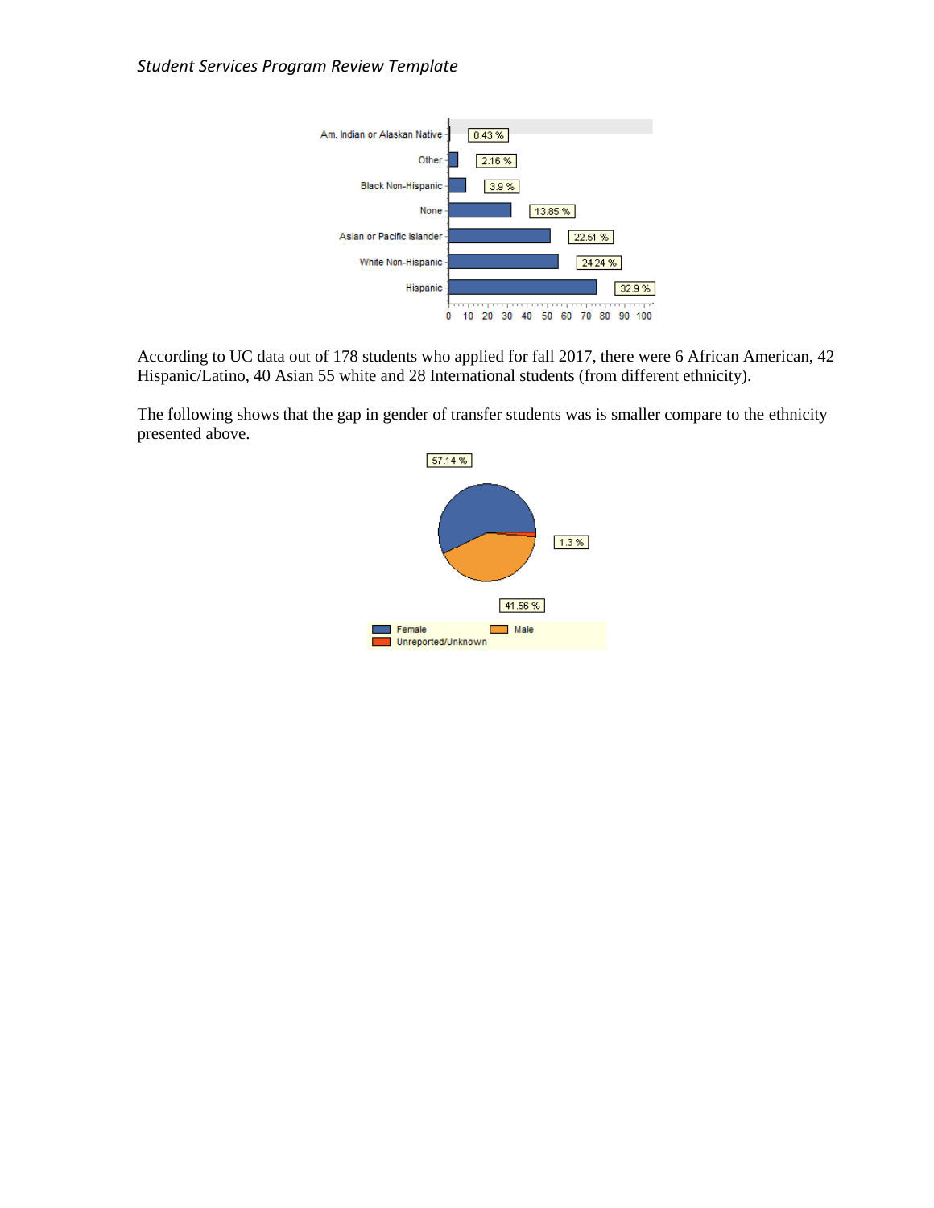According to UC data out of 178 students who applied for fall 2017, there were 6 African American, 42 Hispanic/Latino, 40 Asian 55 white and 28 International students (from different ethnicity).

The following shows that the gap in gender of transfer students was is smaller compare to the ethnicity presented above.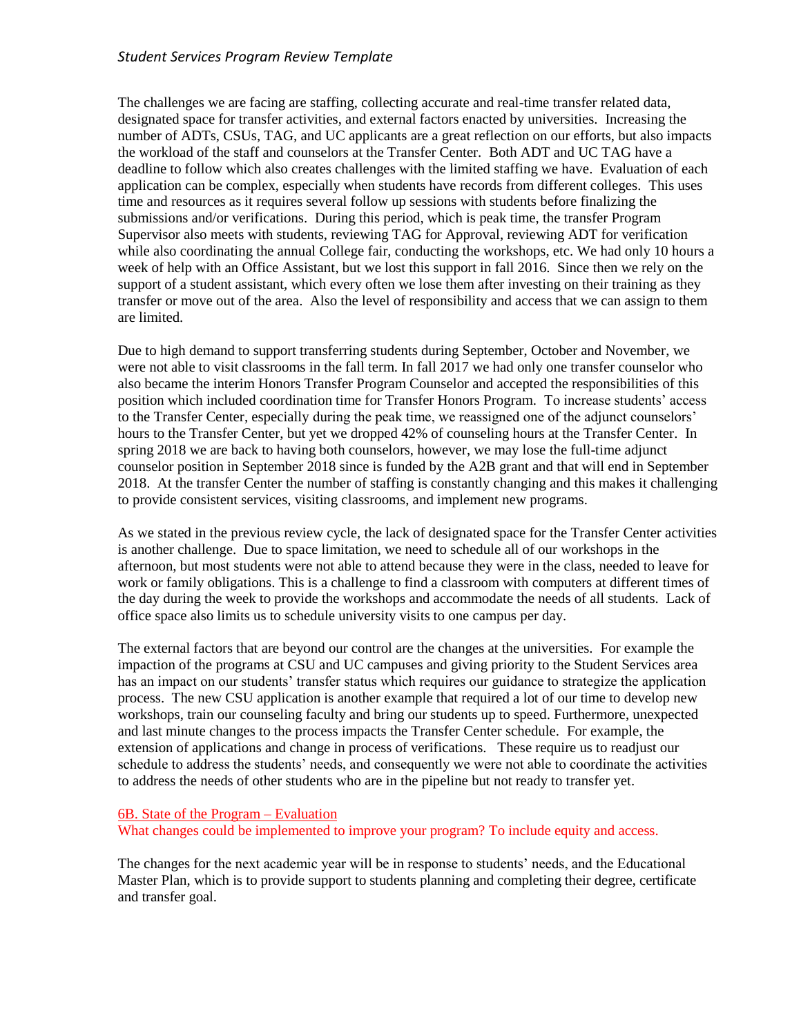The challenges we are facing are staffing, collecting accurate and real-time transfer related data, designated space for transfer activities, and external factors enacted by universities. Increasing the number of ADTs, CSUs, TAG, and UC applicants are a great reflection on our efforts, but also impacts the workload of the staff and counselors at the Transfer Center. Both ADT and UC TAG have a deadline to follow which also creates challenges with the limited staffing we have. Evaluation of each application can be complex, especially when students have records from different colleges. This uses time and resources as it requires several follow up sessions with students before finalizing the submissions and/or verifications. During this period, which is peak time, the transfer Program Supervisor also meets with students, reviewing TAG for Approval, reviewing ADT for verification while also coordinating the annual College fair, conducting the workshops, etc. We had only 10 hours a week of help with an Office Assistant, but we lost this support in fall 2016. Since then we rely on the support of a student assistant, which every often we lose them after investing on their training as they transfer or move out of the area. Also the level of responsibility and access that we can assign to them are limited.

Due to high demand to support transferring students during September, October and November, we were not able to visit classrooms in the fall term. In fall 2017 we had only one transfer counselor who also became the interim Honors Transfer Program Counselor and accepted the responsibilities of this position which included coordination time for Transfer Honors Program. To increase students' access to the Transfer Center, especially during the peak time, we reassigned one of the adjunct counselors' hours to the Transfer Center, but yet we dropped 42% of counseling hours at the Transfer Center. In spring 2018 we are back to having both counselors, however, we may lose the full-time adjunct counselor position in September 2018 since is funded by the A2B grant and that will end in September 2018. At the transfer Center the number of staffing is constantly changing and this makes it challenging to provide consistent services, visiting classrooms, and implement new programs.

As we stated in the previous review cycle, the lack of designated space for the Transfer Center activities is another challenge. Due to space limitation, we need to schedule all of our workshops in the afternoon, but most students were not able to attend because they were in the class, needed to leave for work or family obligations. This is a challenge to find a classroom with computers at different times of the day during the week to provide the workshops and accommodate the needs of all students. Lack of office space also limits us to schedule university visits to one campus per day.

The external factors that are beyond our control are the changes at the universities. For example the impaction of the programs at CSU and UC campuses and giving priority to the Student Services area has an impact on our students' transfer status which requires our guidance to strategize the application process. The new CSU application is another example that required a lot of our time to develop new workshops, train our counseling faculty and bring our students up to speed. Furthermore, unexpected and last minute changes to the process impacts the Transfer Center schedule. For example, the extension of applications and change in process of verifications. These require us to readjust our schedule to address the students' needs, and consequently we were not able to coordinate the activities to address the needs of other students who are in the pipeline but not ready to transfer yet.

## 6B. State of the Program – Evaluation

What changes could be implemented to improve your program? To include equity and access.

The changes for the next academic year will be in response to students' needs, and the Educational Master Plan, which is to provide support to students planning and completing their degree, certificate and transfer goal.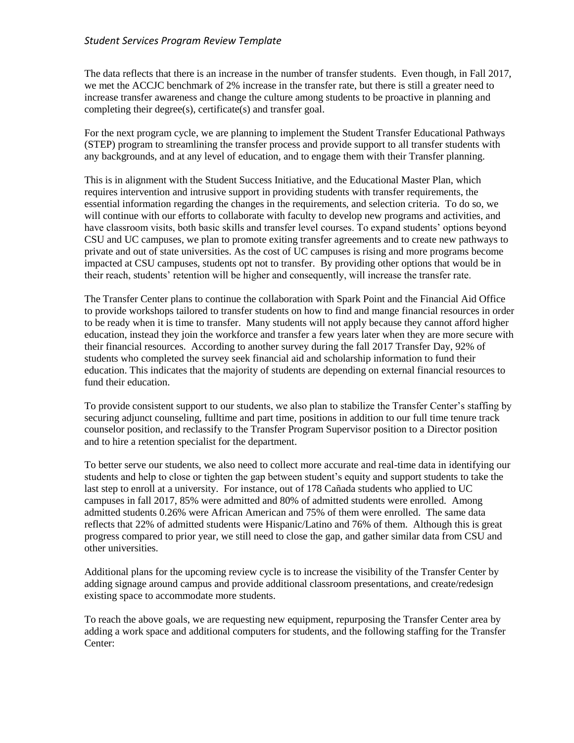The data reflects that there is an increase in the number of transfer students. Even though, in Fall 2017, we met the ACCJC benchmark of 2% increase in the transfer rate, but there is still a greater need to increase transfer awareness and change the culture among students to be proactive in planning and completing their degree(s), certificate(s) and transfer goal.

For the next program cycle, we are planning to implement the Student Transfer Educational Pathways (STEP) program to streamlining the transfer process and provide support to all transfer students with any backgrounds, and at any level of education, and to engage them with their Transfer planning.

This is in alignment with the Student Success Initiative, and the Educational Master Plan, which requires intervention and intrusive support in providing students with transfer requirements, the essential information regarding the changes in the requirements, and selection criteria. To do so, we will continue with our efforts to collaborate with faculty to develop new programs and activities, and have classroom visits, both basic skills and transfer level courses. To expand students' options beyond CSU and UC campuses, we plan to promote exiting transfer agreements and to create new pathways to private and out of state universities. As the cost of UC campuses is rising and more programs become impacted at CSU campuses, students opt not to transfer. By providing other options that would be in their reach, students' retention will be higher and consequently, will increase the transfer rate.

The Transfer Center plans to continue the collaboration with Spark Point and the Financial Aid Office to provide workshops tailored to transfer students on how to find and mange financial resources in order to be ready when it is time to transfer. Many students will not apply because they cannot afford higher education, instead they join the workforce and transfer a few years later when they are more secure with their financial resources. According to another survey during the fall 2017 Transfer Day, 92% of students who completed the survey seek financial aid and scholarship information to fund their education. This indicates that the majority of students are depending on external financial resources to fund their education.

To provide consistent support to our students, we also plan to stabilize the Transfer Center's staffing by securing adjunct counseling, fulltime and part time, positions in addition to our full time tenure track counselor position, and reclassify to the Transfer Program Supervisor position to a Director position and to hire a retention specialist for the department.

To better serve our students, we also need to collect more accurate and real-time data in identifying our students and help to close or tighten the gap between student's equity and support students to take the last step to enroll at a university. For instance, out of 178 Cañada students who applied to UC campuses in fall 2017, 85% were admitted and 80% of admitted students were enrolled. Among admitted students 0.26% were African American and 75% of them were enrolled. The same data reflects that 22% of admitted students were Hispanic/Latino and 76% of them. Although this is great progress compared to prior year, we still need to close the gap, and gather similar data from CSU and other universities.

Additional plans for the upcoming review cycle is to increase the visibility of the Transfer Center by adding signage around campus and provide additional classroom presentations, and create/redesign existing space to accommodate more students.

To reach the above goals, we are requesting new equipment, repurposing the Transfer Center area by adding a work space and additional computers for students, and the following staffing for the Transfer Center: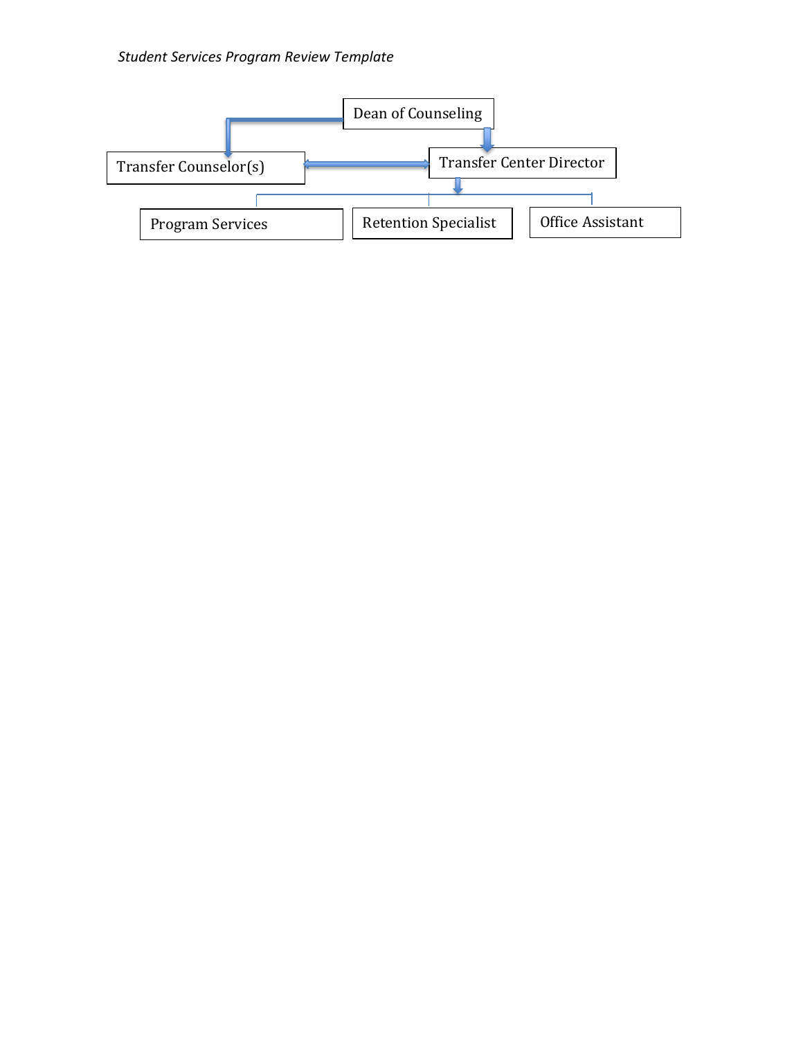Dean of Counseling

Transfer Counselor(s)

Transfer Center Director

Program Services

Retention Specialist

Office Assistant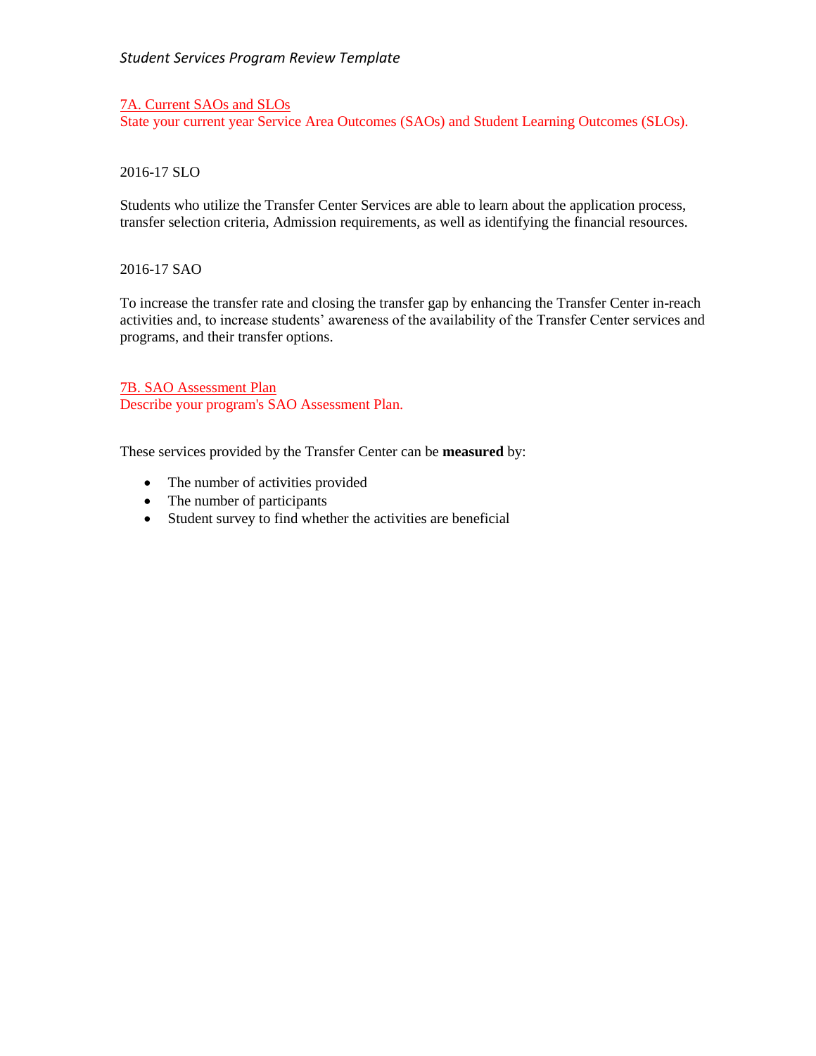## 7A. Current SAOs and SLOs

State your current year Service Area Outcomes (SAOs) and Student Learning Outcomes (SLOs).

2016-17 SLO

Students who utilize the Transfer Center Services are able to learn about the application process, transfer selection criteria, Admission requirements, as well as identifying the financial resources.

2016-17 SAO

To increase the transfer rate and closing the transfer gap by enhancing the Transfer Center in-reach activities and, to increase students' awareness of the availability of the Transfer Center services and programs, and their transfer options.

## 7B. SAO Assessment Plan

Describe your program's SAO Assessment Plan.

These services provided by the Transfer Center can be **measured** by:

- The number of activities provided
- The number of participants
- Student survey to find whether the activities are beneficial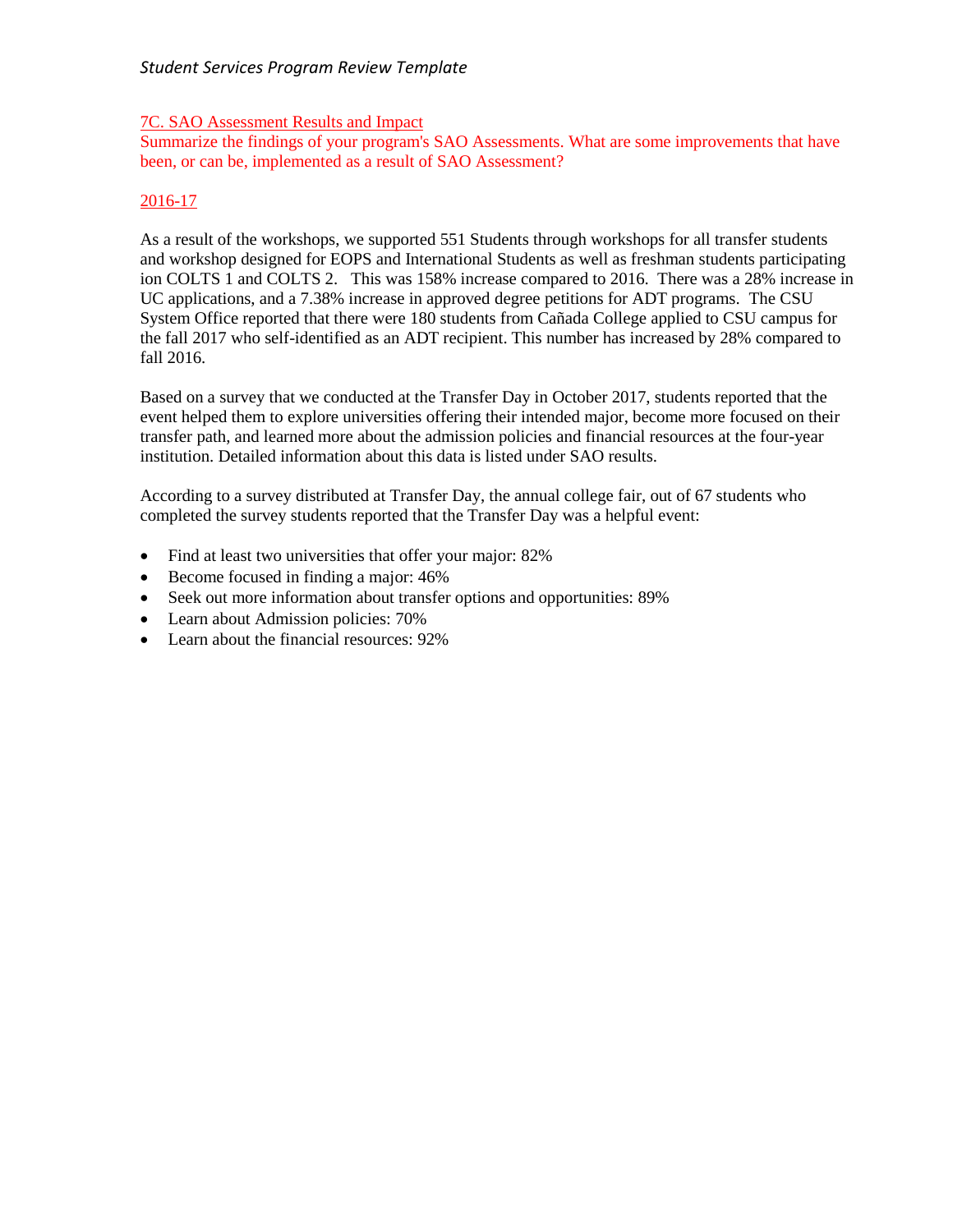### 7C. SAO Assessment Results and Impact

Summarize the findings of your program's SAO Assessments. What are some improvements that have been, or can be, implemented as a result of SAO Assessment?

#### 2016-17

As a result of the workshops, we supported 551 Students through workshops for all transfer students and workshop designed for EOPS and International Students as well as freshman students participating ion COLTS 1 and COLTS 2. This was 158% increase compared to 2016. There was a 28% increase in UC applications, and a 7.38% increase in approved degree petitions for ADT programs. The CSU System Office reported that there were 180 students from Cañada College applied to CSU campus for the fall 2017 who self-identified as an ADT recipient. This number has increased by 28% compared to fall 2016.

Based on a survey that we conducted at the Transfer Day in October 2017, students reported that the event helped them to explore universities offering their intended major, become more focused on their transfer path, and learned more about the admission policies and financial resources at the four-year institution. Detailed information about this data is listed under SAO results.

According to a survey distributed at Transfer Day, the annual college fair, out of 67 students who completed the survey students reported that the Transfer Day was a helpful event:

- Find at least two universities that offer your major: 82%
- Become focused in finding a major: 46%
- Seek out more information about transfer options and opportunities: 89%
- Learn about Admission policies: 70%
- Learn about the financial resources: 92%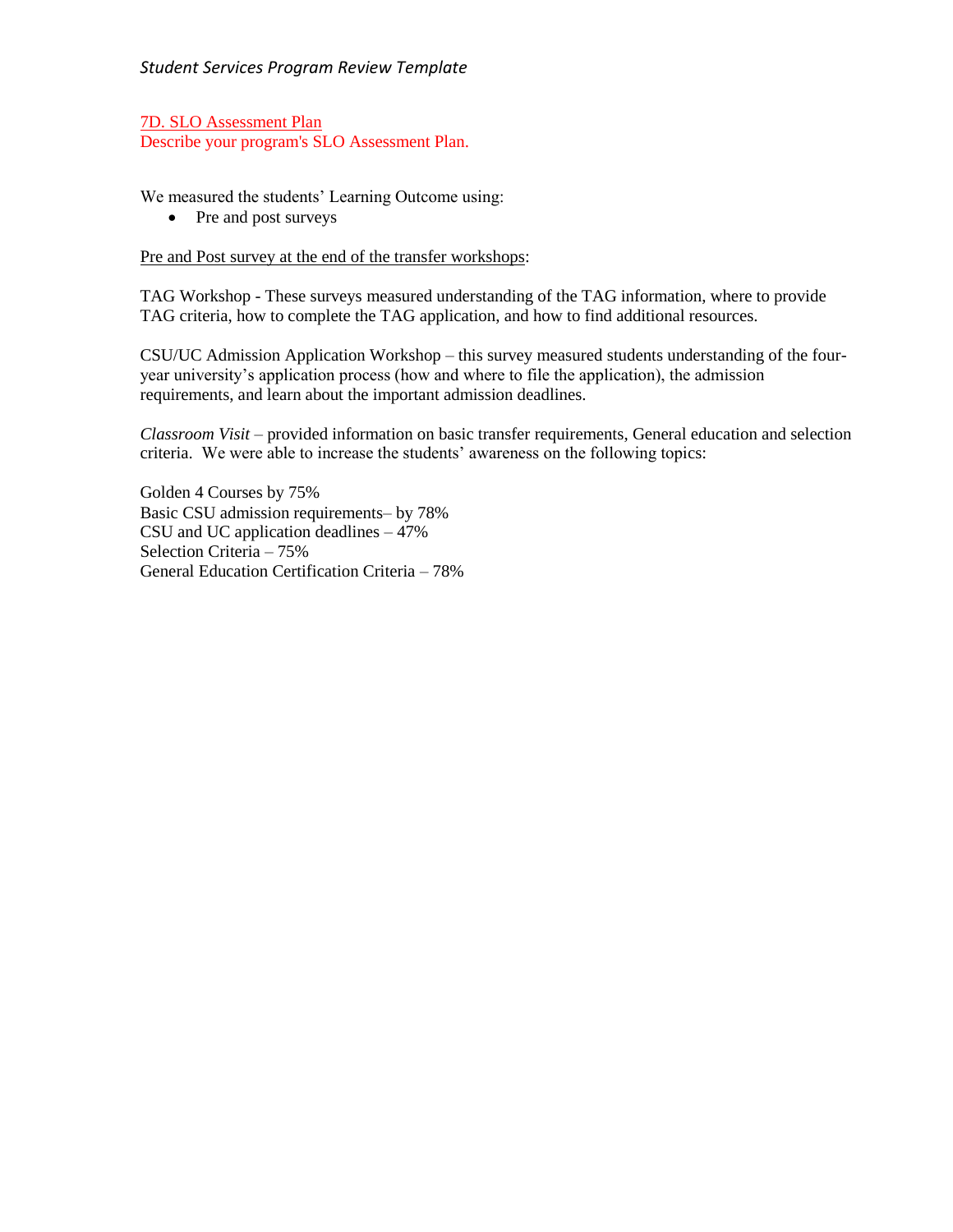7D. SLO Assessment Plan
Describe your program's SLO Assessment Plan.

We measured the students' Learning Outcome using:

- Pre and post surveys

Pre and Post survey at the end of the transfer workshops:

TAG Workshop - These surveys measured understanding of the TAG information, where to provide TAG criteria, how to complete the TAG application, and how to find additional resources.

CSU/UC Admission Application Workshop – this survey measured students understanding of the four-year university's application process (how and where to file the application), the admission requirements, and learn about the important admission deadlines.

*Classroom Visit* – provided information on basic transfer requirements, General education and selection criteria. We were able to increase the students' awareness on the following topics:

Golden 4 Courses by 75%
Basic CSU admission requirements– by 78%
CSU and UC application deadlines – 47%
Selection Criteria – 75%
General Education Certification Criteria – 78%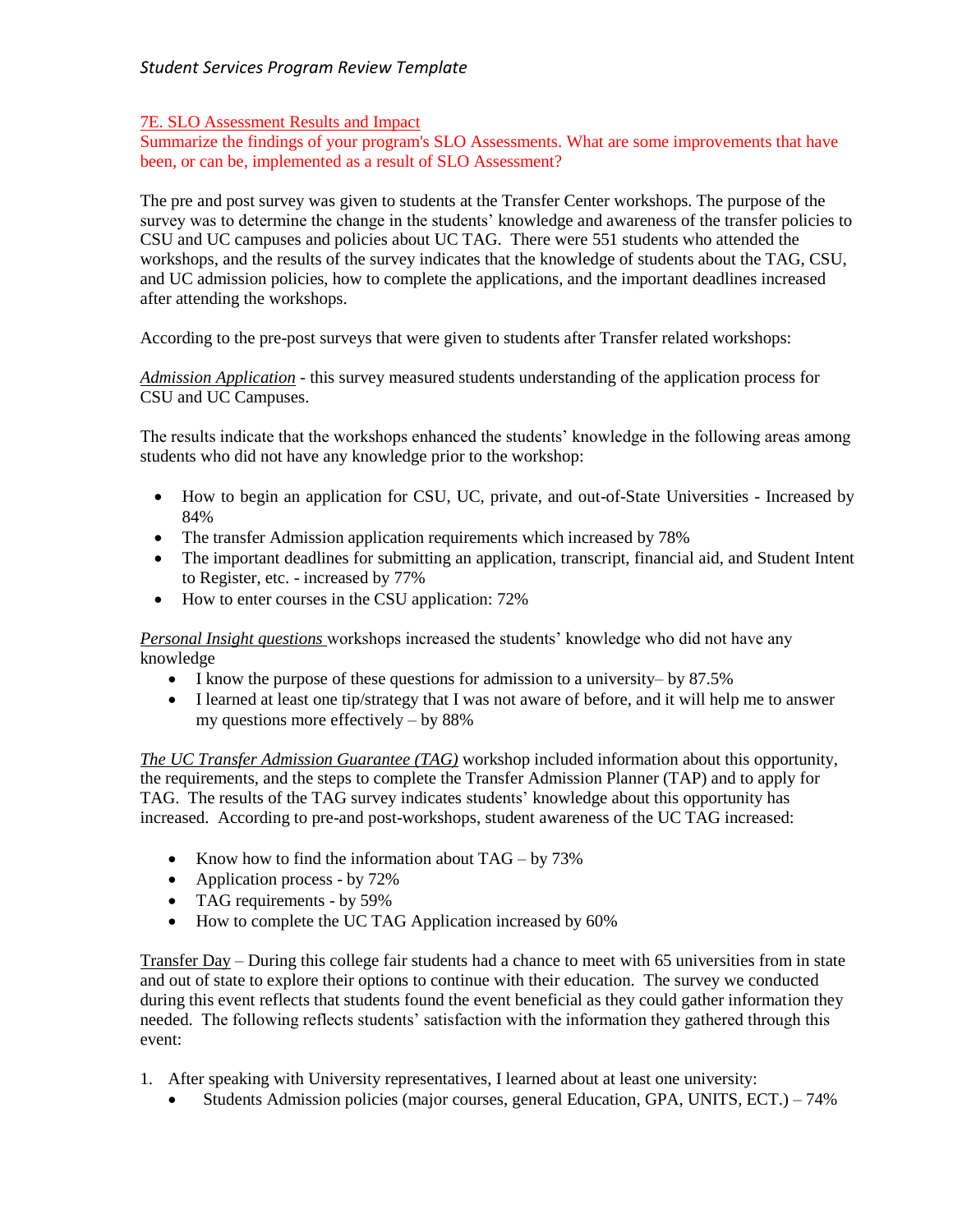### 7E. SLO Assessment Results and Impact

Summarize the findings of your program's SLO Assessments. What are some improvements that have been, or can be, implemented as a result of SLO Assessment?

The pre and post survey was given to students at the Transfer Center workshops. The purpose of the survey was to determine the change in the students' knowledge and awareness of the transfer policies to CSU and UC campuses and policies about UC TAG. There were 551 students who attended the workshops, and the results of the survey indicates that the knowledge of students about the TAG, CSU, and UC admission policies, how to complete the applications, and the important deadlines increased after attending the workshops.

According to the pre-post surveys that were given to students after Transfer related workshops:

*Admission Application* - this survey measured students understanding of the application process for CSU and UC Campuses.

The results indicate that the workshops enhanced the students' knowledge in the following areas among students who did not have any knowledge prior to the workshop:

- How to begin an application for CSU, UC, private, and out-of-State Universities - Increased by 84%
- The transfer Admission application requirements which increased by 78%
- The important deadlines for submitting an application, transcript, financial aid, and Student Intent to Register, etc. - increased by 77%
- How to enter courses in the CSU application: 72%

*Personal Insight questions* workshops increased the students' knowledge who did not have any knowledge

- I know the purpose of these questions for admission to a university– by 87.5%
- I learned at least one tip/strategy that I was not aware of before, and it will help me to answer my questions more effectively – by 88%

*The UC Transfer Admission Guarantee (TAG)* workshop included information about this opportunity, the requirements, and the steps to complete the Transfer Admission Planner (TAP) and to apply for TAG. The results of the TAG survey indicates students' knowledge about this opportunity has increased. According to pre-and post-workshops, student awareness of the UC TAG increased:

- Know how to find the information about TAG – by 73%
- Application process - by 72%
- TAG requirements - by 59%
- How to complete the UC TAG Application increased by 60%

Transfer Day – During this college fair students had a chance to meet with 65 universities from in state and out of state to explore their options to continue with their education. The survey we conducted during this event reflects that students found the event beneficial as they could gather information they needed. The following reflects students' satisfaction with the information they gathered through this event:

1. After speaking with University representatives, I learned about at least one university:
   - Students Admission policies (major courses, general Education, GPA, UNITS, ECT.) – 74%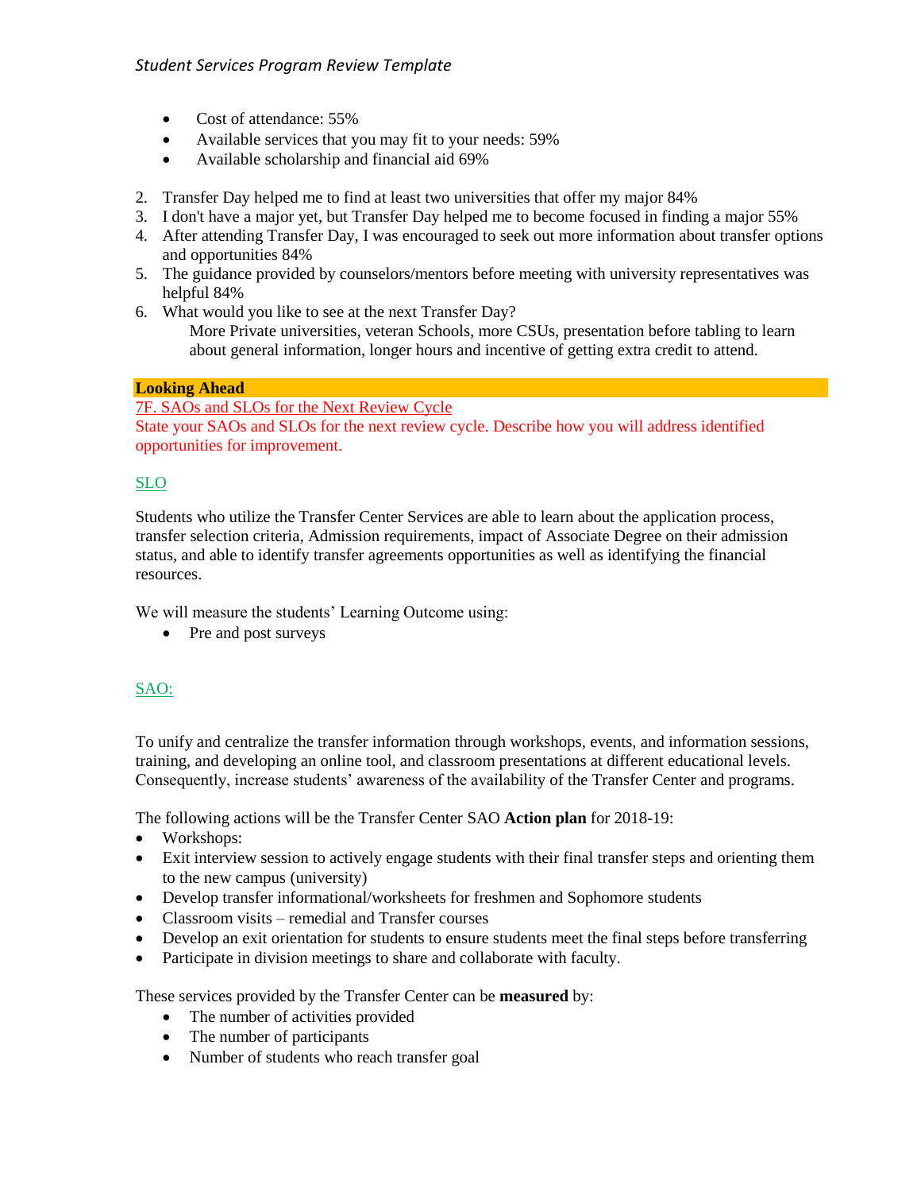- Cost of attendance: 55%
- Available services that you may fit to your needs: 59%
- Available scholarship and financial aid 69%

2. Transfer Day helped me to find at least two universities that offer my major 84%
3. I don't have a major yet, but Transfer Day helped me to become focused in finding a major 55%
4. After attending Transfer Day, I was encouraged to seek out more information about transfer options and opportunities 84%
5. The guidance provided by counselors/mentors before meeting with university representatives was helpful 84%
6. What would you like to see at the next Transfer Day?
   More Private universities, veteran Schools, more CSUs, presentation before tabling to learn about general information, longer hours and incentive of getting extra credit to attend.

## Looking Ahead

### 7F. SAOs and SLOs for the Next Review Cycle

State your SAOs and SLOs for the next review cycle. Describe how you will address identified opportunities for improvement.

#### SLO

Students who utilize the Transfer Center Services are able to learn about the application process, transfer selection criteria, Admission requirements, impact of Associate Degree on their admission status, and able to identify transfer agreements opportunities as well as identifying the financial resources.

We will measure the students' Learning Outcome using:

- Pre and post surveys

#### SAO:

To unify and centralize the transfer information through workshops, events, and information sessions, training, and developing an online tool, and classroom presentations at different educational levels. Consequently, increase students' awareness of the availability of the Transfer Center and programs.

The following actions will be the Transfer Center SAO **Action plan** for 2018-19:

- Workshops:
- Exit interview session to actively engage students with their final transfer steps and orienting them to the new campus (university)
- Develop transfer informational/worksheets for freshmen and Sophomore students
- Classroom visits – remedial and Transfer courses
- Develop an exit orientation for students to ensure students meet the final steps before transferring
- Participate in division meetings to share and collaborate with faculty.

These services provided by the Transfer Center can be **measured** by:

- The number of activities provided
- The number of participants
- Number of students who reach transfer goal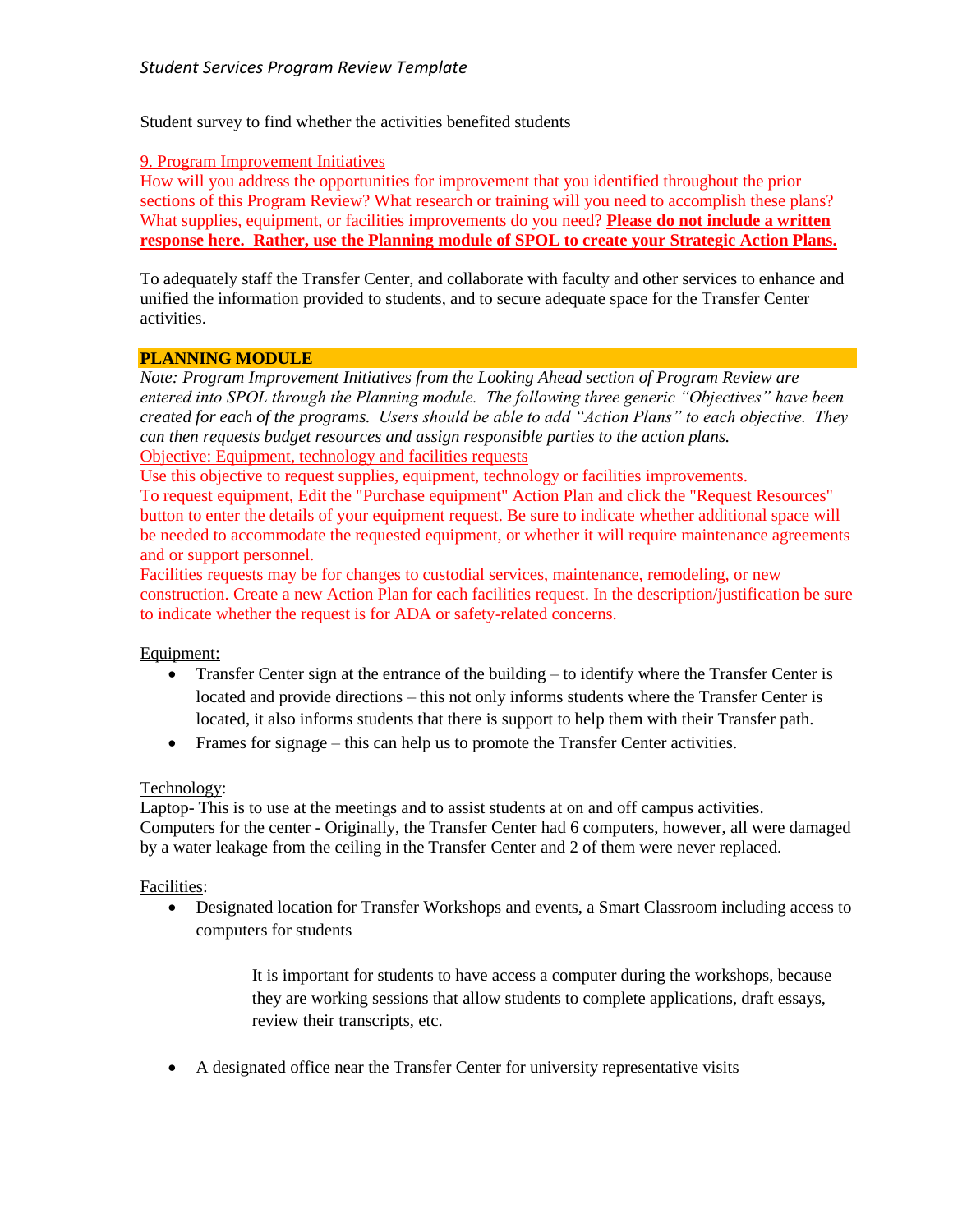Student survey to find whether the activities benefited students

9. Program Improvement Initiatives

How will you address the opportunities for improvement that you identified throughout the prior sections of this Program Review? What research or training will you need to accomplish these plans? What supplies, equipment, or facilities improvements do you need? **Please do not include a written response here. Rather, use the Planning module of SPOL to create your Strategic Action Plans.**

To adequately staff the Transfer Center, and collaborate with faculty and other services to enhance and unified the information provided to students, and to secure adequate space for the Transfer Center activities.

**PLANNING MODULE**

*Note: Program Improvement Initiatives from the Looking Ahead section of Program Review are entered into SPOL through the Planning module. The following three generic "Objectives" have been created for each of the programs. Users should be able to add "Action Plans" to each objective. They can then requests budget resources and assign responsible parties to the action plans.*

Objective: Equipment, technology and facilities requests

Use this objective to request supplies, equipment, technology or facilities improvements.

To request equipment, Edit the "Purchase equipment" Action Plan and click the "Request Resources" button to enter the details of your equipment request. Be sure to indicate whether additional space will be needed to accommodate the requested equipment, or whether it will require maintenance agreements and or support personnel.

Facilities requests may be for changes to custodial services, maintenance, remodeling, or new construction. Create a new Action Plan for each facilities request. In the description/justification be sure to indicate whether the request is for ADA or safety-related concerns.

Equipment:

- Transfer Center sign at the entrance of the building – to identify where the Transfer Center is located and provide directions – this not only informs students where the Transfer Center is located, it also informs students that there is support to help them with their Transfer path.
- Frames for signage – this can help us to promote the Transfer Center activities.

Technology:

Laptop- This is to use at the meetings and to assist students at on and off campus activities.

Computers for the center - Originally, the Transfer Center had 6 computers, however, all were damaged by a water leakage from the ceiling in the Transfer Center and 2 of them were never replaced.

Facilities:

- Designated location for Transfer Workshops and events, a Smart Classroom including access to computers for students

  It is important for students to have access a computer during the workshops, because they are working sessions that allow students to complete applications, draft essays, review their transcripts, etc.

- A designated office near the Transfer Center for university representative visits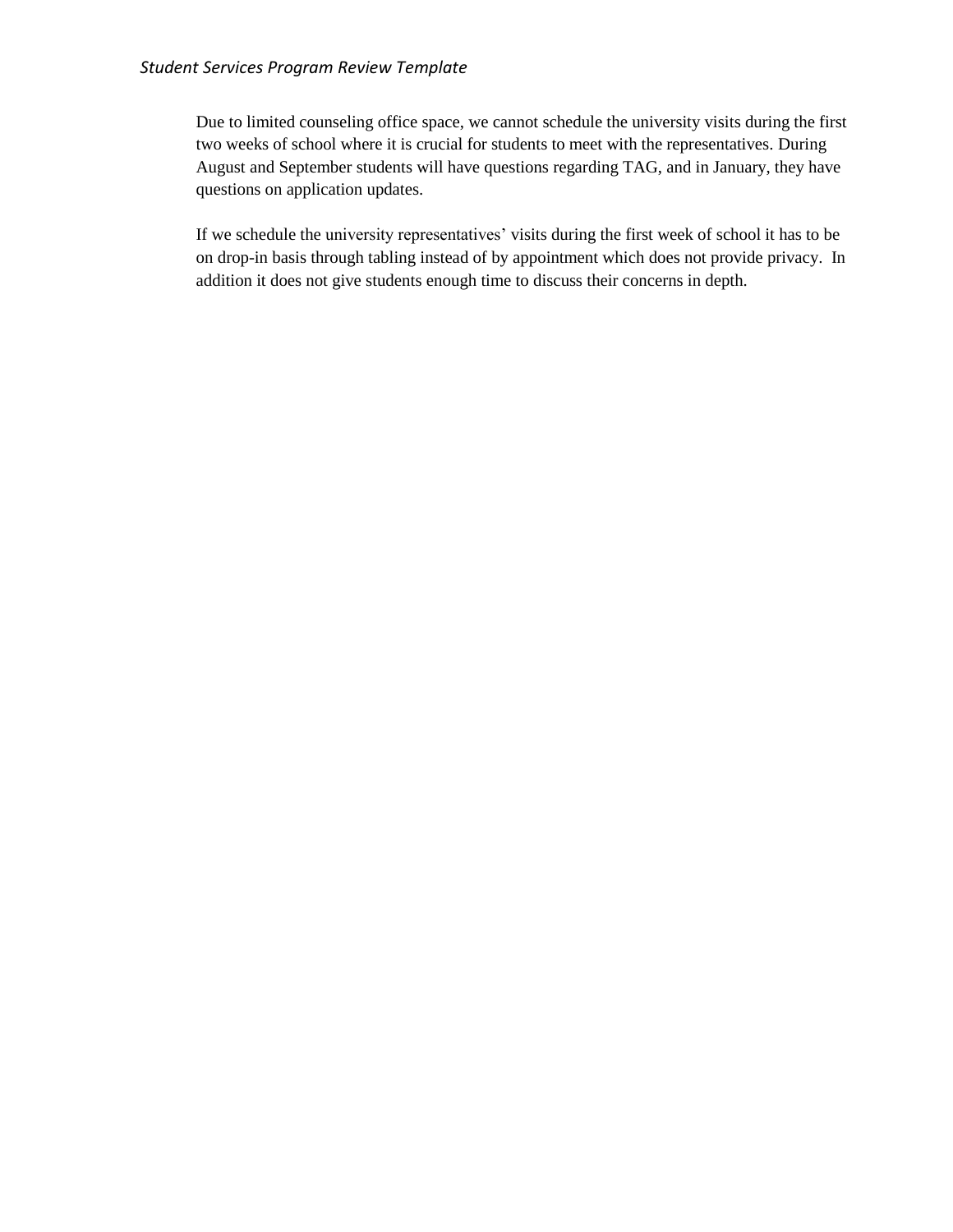Due to limited counseling office space, we cannot schedule the university visits during the first two weeks of school where it is crucial for students to meet with the representatives. During August and September students will have questions regarding TAG, and in January, they have questions on application updates.

If we schedule the university representatives' visits during the first week of school it has to be on drop-in basis through tabling instead of by appointment which does not provide privacy. In addition it does not give students enough time to discuss their concerns in depth.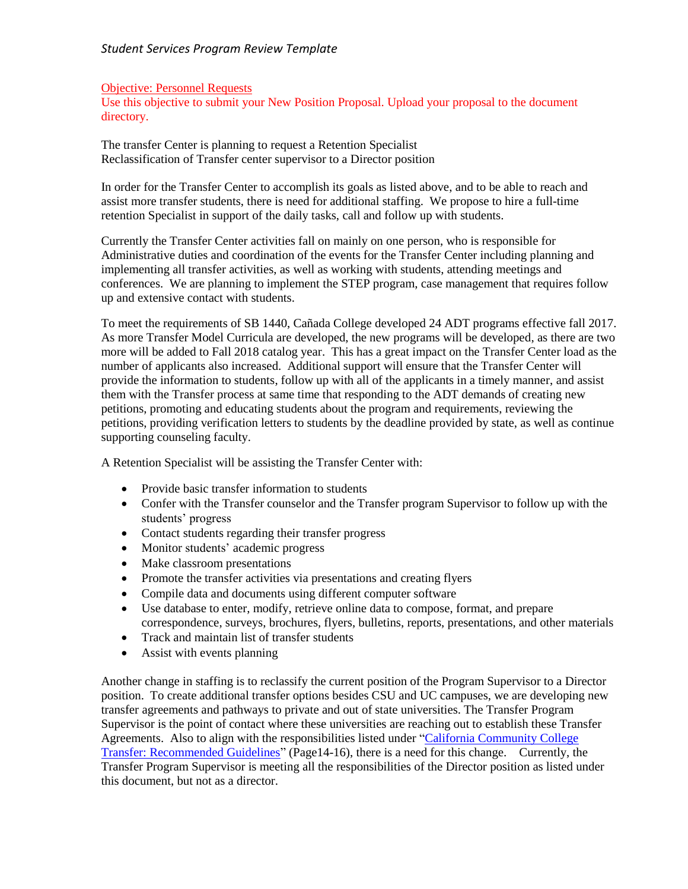Objective: Personnel Requests

Use this objective to submit your New Position Proposal. Upload your proposal to the document directory.

The transfer Center is planning to request a Retention Specialist
Reclassification of Transfer center supervisor to a Director position

In order for the Transfer Center to accomplish its goals as listed above, and to be able to reach and assist more transfer students, there is need for additional staffing. We propose to hire a full-time retention Specialist in support of the daily tasks, call and follow up with students.

Currently the Transfer Center activities fall on mainly on one person, who is responsible for Administrative duties and coordination of the events for the Transfer Center including planning and implementing all transfer activities, as well as working with students, attending meetings and conferences. We are planning to implement the STEP program, case management that requires follow up and extensive contact with students.

To meet the requirements of SB 1440, Cañada College developed 24 ADT programs effective fall 2017. As more Transfer Model Curricula are developed, the new programs will be developed, as there are two more will be added to Fall 2018 catalog year. This has a great impact on the Transfer Center load as the number of applicants also increased. Additional support will ensure that the Transfer Center will provide the information to students, follow up with all of the applicants in a timely manner, and assist them with the Transfer process at same time that responding to the ADT demands of creating new petitions, promoting and educating students about the program and requirements, reviewing the petitions, providing verification letters to students by the deadline provided by state, as well as continue supporting counseling faculty.

A Retention Specialist will be assisting the Transfer Center with:

- Provide basic transfer information to students
- Confer with the Transfer counselor and the Transfer program Supervisor to follow up with the students' progress
- Contact students regarding their transfer progress
- Monitor students' academic progress
- Make classroom presentations
- Promote the transfer activities via presentations and creating flyers
- Compile data and documents using different computer software
- Use database to enter, modify, retrieve online data to compose, format, and prepare correspondence, surveys, brochures, flyers, bulletins, reports, presentations, and other materials
- Track and maintain list of transfer students
- Assist with events planning

Another change in staffing is to reclassify the current position of the Program Supervisor to a Director position. To create additional transfer options besides CSU and UC campuses, we are developing new transfer agreements and pathways to private and out of state universities. The Transfer Program Supervisor is the point of contact where these universities are reaching out to establish these Transfer Agreements. Also to align with the responsibilities listed under "California Community College Transfer: Recommended Guidelines" (Page14-16), there is a need for this change. Currently, the Transfer Program Supervisor is meeting all the responsibilities of the Director position as listed under this document, but not as a director.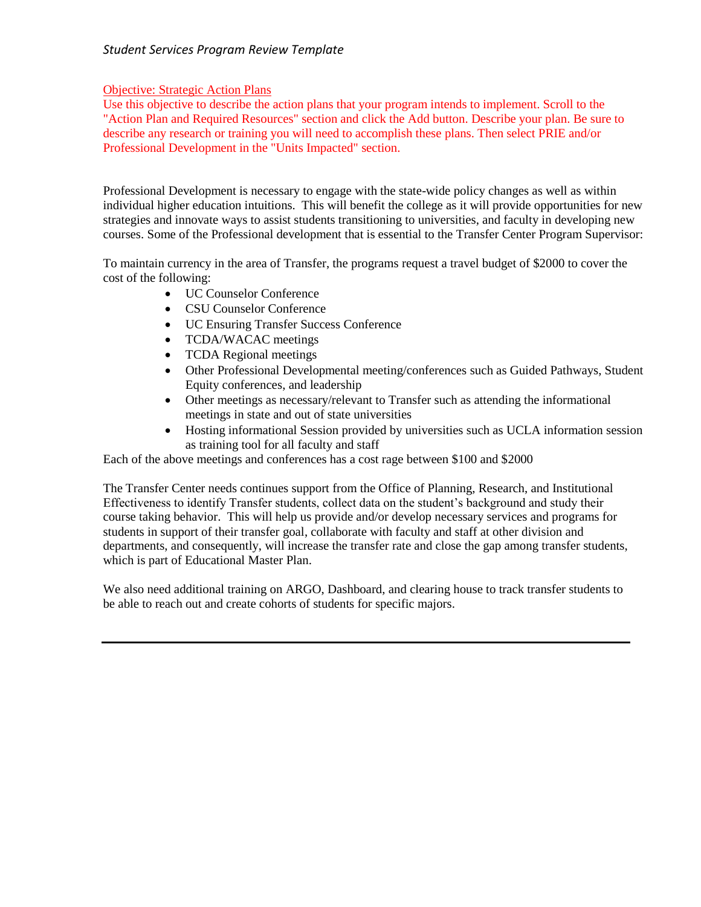Objective: Strategic Action Plans

Use this objective to describe the action plans that your program intends to implement. Scroll to the "Action Plan and Required Resources" section and click the Add button. Describe your plan. Be sure to describe any research or training you will need to accomplish these plans. Then select PRIE and/or Professional Development in the "Units Impacted" section.

Professional Development is necessary to engage with the state-wide policy changes as well as within individual higher education intuitions. This will benefit the college as it will provide opportunities for new strategies and innovate ways to assist students transitioning to universities, and faculty in developing new courses. Some of the Professional development that is essential to the Transfer Center Program Supervisor:

To maintain currency in the area of Transfer, the programs request a travel budget of $2000 to cover the cost of the following:

- UC Counselor Conference
- CSU Counselor Conference
- UC Ensuring Transfer Success Conference
- TCDA/WACAC meetings
- TCDA Regional meetings
- Other Professional Developmental meeting/conferences such as Guided Pathways, Student Equity conferences, and leadership
- Other meetings as necessary/relevant to Transfer such as attending the informational meetings in state and out of state universities
- Hosting informational Session provided by universities such as UCLA information session as training tool for all faculty and staff

Each of the above meetings and conferences has a cost rage between $100 and $2000

The Transfer Center needs continues support from the Office of Planning, Research, and Institutional Effectiveness to identify Transfer students, collect data on the student's background and study their course taking behavior. This will help us provide and/or develop necessary services and programs for students in support of their transfer goal, collaborate with faculty and staff at other division and departments, and consequently, will increase the transfer rate and close the gap among transfer students, which is part of Educational Master Plan.

We also need additional training on ARGO, Dashboard, and clearing house to track transfer students to be able to reach out and create cohorts of students for specific majors.